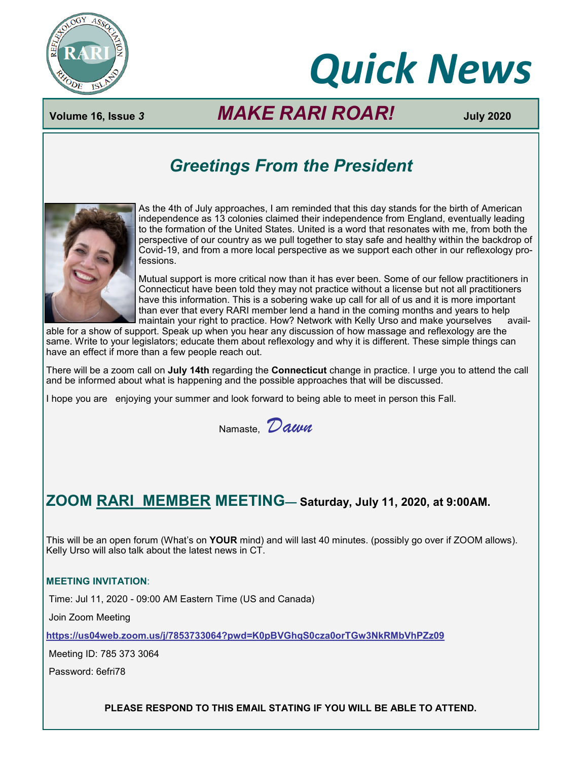# Quick News

**Volume 16, Issue 3** — ***MAKE RARI ROAR!*** — **July 2020**

## *Greetings From the President*

As the 4th of July approaches, I am reminded that this day stands for the birth of American independence as 13 colonies claimed their independence from England, eventually leading to the formation of the United States. United is a word that resonates with me, from both the perspective of our country as we pull together to stay safe and healthy within the backdrop of Covid-19, and from a more local perspective as we support each other in our reflexology professions.

Mutual support is more critical now than it has ever been. Some of our fellow practitioners in Connecticut have been told they may not practice without a license but not all practitioners have this information. This is a sobering wake up call for all of us and it is more important than ever that every RARI member lend a hand in the coming months and years to help maintain your right to practice. How? Network with Kelly Urso and make yourselves available for a show of support. Speak up when you hear any discussion of how massage and reflexology are the same. Write to your legislators; educate them about reflexology and why it is different. These simple things can have an effect if more than a few people reach out.

There will be a zoom call on **July 14th** regarding the **Connecticut** change in practice. I urge you to attend the call and be informed about what is happening and the possible approaches that will be discussed.

I hope you are enjoying your summer and look forward to being able to meet in person this Fall.

Namaste, *Dawn*

## ZOOM RARI MEMBER MEETING— Saturday, July 11, 2020, at 9:00AM.

This will be an open forum (What's on **YOUR** mind) and will last 40 minutes. (possibly go over if ZOOM allows). Kelly Urso will also talk about the latest news in CT.

**MEETING INVITATION**:

Time: Jul 11, 2020 - 09:00 AM Eastern Time (US and Canada)

Join Zoom Meeting

https://us04web.zoom.us/j/7853733064?pwd=K0pBVGhqS0cza0orTGw3NkRMbVhPZz09

Meeting ID: 785 373 3064

Password: 6efri78

**PLEASE RESPOND TO THIS EMAIL STATING IF YOU WILL BE ABLE TO ATTEND.**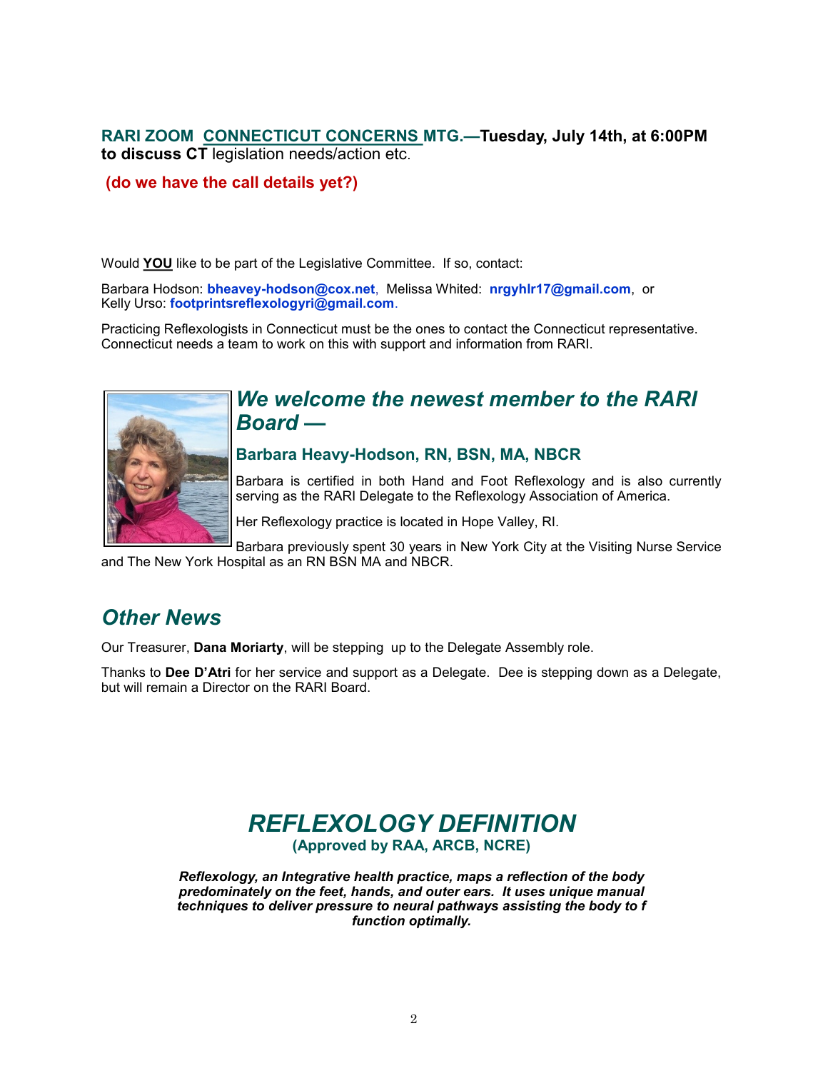**RARI ZOOM CONNECTICUT CONCERNS MTG.—Tuesday, July 14th, at 6:00PM to discuss CT** legislation needs/action etc.

**(do we have the call details yet?)**

Would **YOU** like to be part of the Legislative Committee. If so, contact:

Barbara Hodson: **bheavey-hodson@cox.net**, Melissa Whited: **nrgyhlr17@gmail.com**, or Kelly Urso: **footprintsreflexologyri@gmail.com**.

Practicing Reflexologists in Connecticut must be the ones to contact the Connecticut representative. Connecticut needs a team to work on this with support and information from RARI.

## *We welcome the newest member to the RARI Board —*

### Barbara Heavy-Hodson, RN, BSN, MA, NBCR

Barbara is certified in both Hand and Foot Reflexology and is also currently serving as the RARI Delegate to the Reflexology Association of America.

Her Reflexology practice is located in Hope Valley, RI.

Barbara previously spent 30 years in New York City at the Visiting Nurse Service and The New York Hospital as an RN BSN MA and NBCR.

## *Other News*

Our Treasurer, **Dana Moriarty**, will be stepping up to the Delegate Assembly role.

Thanks to **Dee D'Atri** for her service and support as a Delegate. Dee is stepping down as a Delegate, but will remain a Director on the RARI Board.

## *REFLEXOLOGY DEFINITION*

**(Approved by RAA, ARCB, NCRE)**

***Reflexology, an Integrative health practice, maps a reflection of the body predominately on the feet, hands, and outer ears. It uses unique manual techniques to deliver pressure to neural pathways assisting the body to f function optimally.***